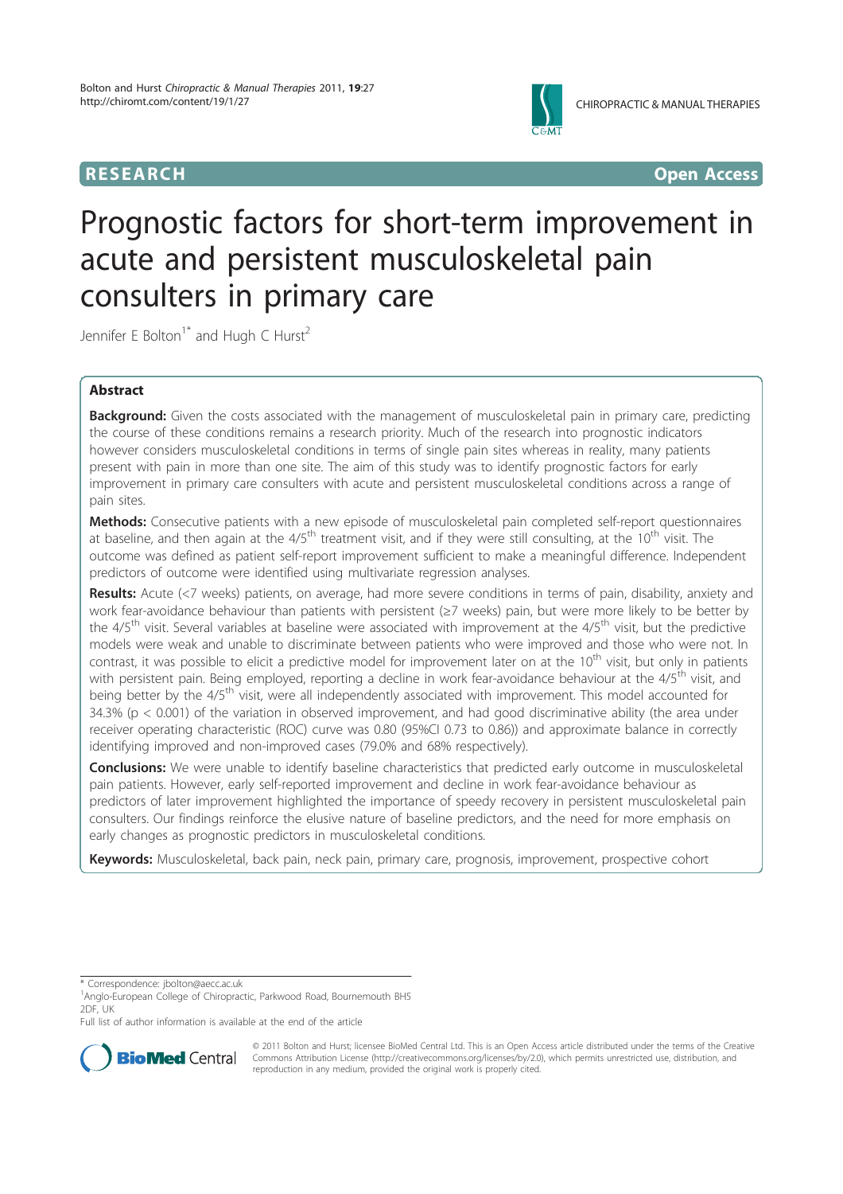RESEARCH Open Access

# Prognostic factors for short-term improvement in acute and persistent musculoskeletal pain consulters in primary care

Jennifer E Bolton[1*] and Hugh C Hurst[2]

## Abstract

**Background:** Given the costs associated with the management of musculoskeletal pain in primary care, predicting the course of these conditions remains a research priority. Much of the research into prognostic indicators however considers musculoskeletal conditions in terms of single pain sites whereas in reality, many patients present with pain in more than one site. The aim of this study was to identify prognostic factors for early improvement in primary care consulters with acute and persistent musculoskeletal conditions across a range of pain sites.

**Methods:** Consecutive patients with a new episode of musculoskeletal pain completed self-report questionnaires at baseline, and then again at the 4/5[th] treatment visit, and if they were still consulting, at the 10[th] visit. The outcome was defined as patient self-report improvement sufficient to make a meaningful difference. Independent predictors of outcome were identified using multivariate regression analyses.

**Results:** Acute (<7 weeks) patients, on average, had more severe conditions in terms of pain, disability, anxiety and work fear-avoidance behaviour than patients with persistent (≥7 weeks) pain, but were more likely to be better by the 4/5[th] visit. Several variables at baseline were associated with improvement at the 4/5[th] visit, but the predictive models were weak and unable to discriminate between patients who were improved and those who were not. In contrast, it was possible to elicit a predictive model for improvement later on at the 10[th] visit, but only in patients with persistent pain. Being employed, reporting a decline in work fear-avoidance behaviour at the 4/5[th] visit, and being better by the 4/5[th] visit, were all independently associated with improvement. This model accounted for 34.3% ($p < 0.001$) of the variation in observed improvement, and had good discriminative ability (the area under receiver operating characteristic (ROC) curve was 0.80 (95%CI 0.73 to 0.86)) and approximate balance in correctly identifying improved and non-improved cases (79.0% and 68% respectively).

**Conclusions:** We were unable to identify baseline characteristics that predicted early outcome in musculoskeletal pain patients. However, early self-reported improvement and decline in work fear-avoidance behaviour as predictors of later improvement highlighted the importance of speedy recovery in persistent musculoskeletal pain consulters. Our findings reinforce the elusive nature of baseline predictors, and the need for more emphasis on early changes as prognostic predictors in musculoskeletal conditions.

**Keywords:** Musculoskeletal, back pain, neck pain, primary care, prognosis, improvement, prospective cohort

\* Correspondence: jbolton@aecc.ac.uk
[1]Anglo-European College of Chiropractic, Parkwood Road, Bournemouth BH5 2DF, UK
Full list of author information is available at the end of the article

© 2011 Bolton and Hurst; licensee BioMed Central Ltd. This is an Open Access article distributed under the terms of the Creative Commons Attribution License (http://creativecommons.org/licenses/by/2.0), which permits unrestricted use, distribution, and reproduction in any medium, provided the original work is properly cited.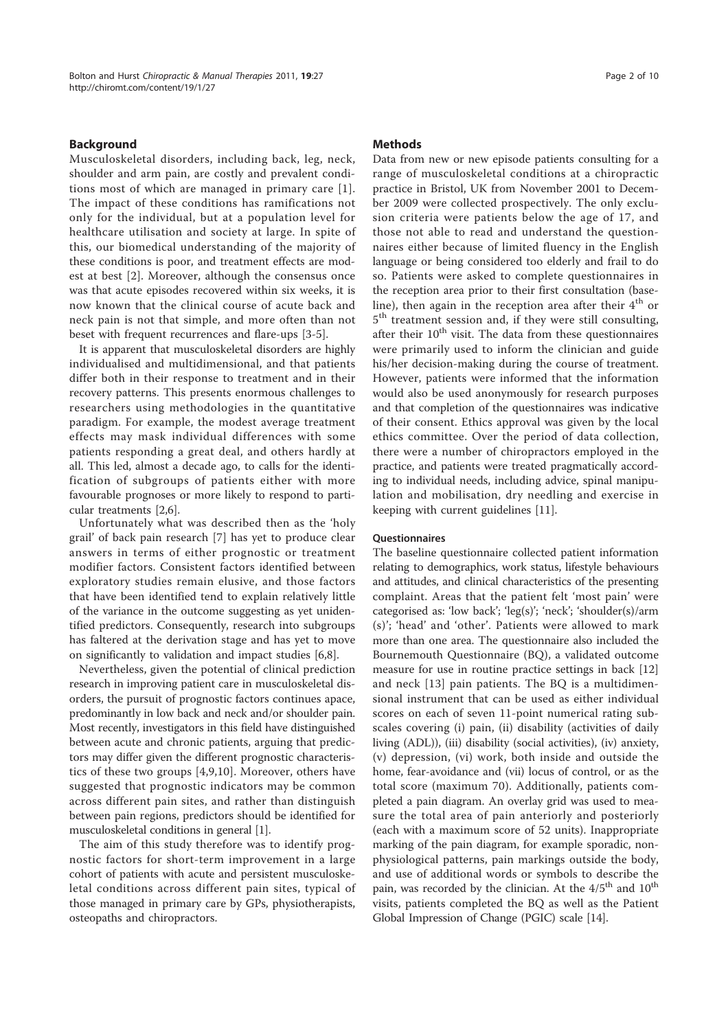## Background

Musculoskeletal disorders, including back, leg, neck, shoulder and arm pain, are costly and prevalent conditions most of which are managed in primary care [1]. The impact of these conditions has ramifications not only for the individual, but at a population level for healthcare utilisation and society at large. In spite of this, our biomedical understanding of the majority of these conditions is poor, and treatment effects are modest at best [2]. Moreover, although the consensus once was that acute episodes recovered within six weeks, it is now known that the clinical course of acute back and neck pain is not that simple, and more often than not beset with frequent recurrences and flare-ups [3-5].

It is apparent that musculoskeletal disorders are highly individualised and multidimensional, and that patients differ both in their response to treatment and in their recovery patterns. This presents enormous challenges to researchers using methodologies in the quantitative paradigm. For example, the modest average treatment effects may mask individual differences with some patients responding a great deal, and others hardly at all. This led, almost a decade ago, to calls for the identification of subgroups of patients either with more favourable prognoses or more likely to respond to particular treatments [2,6].

Unfortunately what was described then as the 'holy grail' of back pain research [7] has yet to produce clear answers in terms of either prognostic or treatment modifier factors. Consistent factors identified between exploratory studies remain elusive, and those factors that have been identified tend to explain relatively little of the variance in the outcome suggesting as yet unidentified predictors. Consequently, research into subgroups has faltered at the derivation stage and has yet to move on significantly to validation and impact studies [6,8].

Nevertheless, given the potential of clinical prediction research in improving patient care in musculoskeletal disorders, the pursuit of prognostic factors continues apace, predominantly in low back and neck and/or shoulder pain. Most recently, investigators in this field have distinguished between acute and chronic patients, arguing that predictors may differ given the different prognostic characteristics of these two groups [4,9,10]. Moreover, others have suggested that prognostic indicators may be common across different pain sites, and rather than distinguish between pain regions, predictors should be identified for musculoskeletal conditions in general [1].

The aim of this study therefore was to identify prognostic factors for short-term improvement in a large cohort of patients with acute and persistent musculoskeletal conditions across different pain sites, typical of those managed in primary care by GPs, physiotherapists, osteopaths and chiropractors.

## Methods

Data from new or new episode patients consulting for a range of musculoskeletal conditions at a chiropractic practice in Bristol, UK from November 2001 to December 2009 were collected prospectively. The only exclusion criteria were patients below the age of 17, and those not able to read and understand the questionnaires either because of limited fluency in the English language or being considered too elderly and frail to do so. Patients were asked to complete questionnaires in the reception area prior to their first consultation (baseline), then again in the reception area after their 4[th] or 5[th] treatment session and, if they were still consulting, after their 10[th] visit. The data from these questionnaires were primarily used to inform the clinician and guide his/her decision-making during the course of treatment. However, patients were informed that the information would also be used anonymously for research purposes and that completion of the questionnaires was indicative of their consent. Ethics approval was given by the local ethics committee. Over the period of data collection, there were a number of chiropractors employed in the practice, and patients were treated pragmatically according to individual needs, including advice, spinal manipulation and mobilisation, dry needling and exercise in keeping with current guidelines [11].

### Questionnaires

The baseline questionnaire collected patient information relating to demographics, work status, lifestyle behaviours and attitudes, and clinical characteristics of the presenting complaint. Areas that the patient felt 'most pain' were categorised as: 'low back'; 'leg(s)'; 'neck'; 'shoulder(s)/arm(s)'; 'head' and 'other'. Patients were allowed to mark more than one area. The questionnaire also included the Bournemouth Questionnaire (BQ), a validated outcome measure for use in routine practice settings in back [12] and neck [13] pain patients. The BQ is a multidimensional instrument that can be used as either individual scores on each of seven 11-point numerical rating subscales covering (i) pain, (ii) disability (activities of daily living (ADL)), (iii) disability (social activities), (iv) anxiety, (v) depression, (vi) work, both inside and outside the home, fear-avoidance and (vii) locus of control, or as the total score (maximum 70). Additionally, patients completed a pain diagram. An overlay grid was used to measure the total area of pain anteriorly and posteriorly (each with a maximum score of 52 units). Inappropriate marking of the pain diagram, for example sporadic, non-physiological patterns, pain markings outside the body, and use of additional words or symbols to describe the pain, was recorded by the clinician. At the 4/5[th] and 10[th] visits, patients completed the BQ as well as the Patient Global Impression of Change (PGIC) scale [14].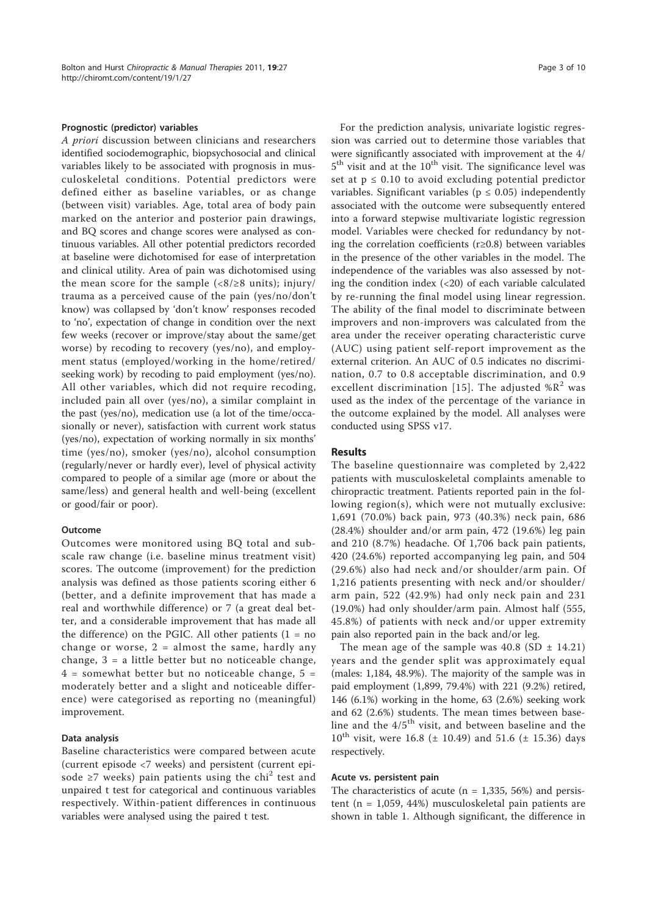#### Prognostic (predictor) variables

*A priori* discussion between clinicians and researchers identified sociodemographic, biopsychosocial and clinical variables likely to be associated with prognosis in musculoskeletal conditions. Potential predictors were defined either as baseline variables, or as change (between visit) variables. Age, total area of body pain marked on the anterior and posterior pain drawings, and BQ scores and change scores were analysed as continuous variables. All other potential predictors recorded at baseline were dichotomised for ease of interpretation and clinical utility. Area of pain was dichotomised using the mean score for the sample (<8/≥8 units); injury/trauma as a perceived cause of the pain (yes/no/don't know) was collapsed by 'don't know' responses recoded to 'no', expectation of change in condition over the next few weeks (recover or improve/stay about the same/get worse) by recoding to recovery (yes/no), and employment status (employed/working in the home/retired/seeking work) by recoding to paid employment (yes/no). All other variables, which did not require recoding, included pain all over (yes/no), a similar complaint in the past (yes/no), medication use (a lot of the time/occasionally or never), satisfaction with current work status (yes/no), expectation of working normally in six months' time (yes/no), smoker (yes/no), alcohol consumption (regularly/never or hardly ever), level of physical activity compared to people of a similar age (more or about the same/less) and general health and well-being (excellent or good/fair or poor).

#### Outcome

Outcomes were monitored using BQ total and subscale raw change (i.e. baseline minus treatment visit) scores. The outcome (improvement) for the prediction analysis was defined as those patients scoring either 6 (better, and a definite improvement that has made a real and worthwhile difference) or 7 (a great deal better, and a considerable improvement that has made all the difference) on the PGIC. All other patients (1 = no change or worse, 2 = almost the same, hardly any change, 3 = a little better but no noticeable change, 4 = somewhat better but no noticeable change, 5 = moderately better and a slight and noticeable difference) were categorised as reporting no (meaningful) improvement.

#### Data analysis

Baseline characteristics were compared between acute (current episode <7 weeks) and persistent (current episode ≥7 weeks) pain patients using the $\chi^2$ test and unpaired t test for categorical and continuous variables respectively. Within-patient differences in continuous variables were analysed using the paired t test.

For the prediction analysis, univariate logistic regression was carried out to determine those variables that were significantly associated with improvement at the 4/5$^{th}$ visit and at the 10$^{th}$ visit. The significance level was set at $p \leq 0.10$ to avoid excluding potential predictor variables. Significant variables ($p \leq 0.05$) independently associated with the outcome were subsequently entered into a forward stepwise multivariate logistic regression model. Variables were checked for redundancy by noting the correlation coefficients ($r \geq 0.8$) between variables in the presence of the other variables in the model. The independence of the variables was also assessed by noting the condition index (<20) of each variable calculated by re-running the final model using linear regression. The ability of the final model to discriminate between improvers and non-improvers was calculated from the area under the receiver operating characteristic curve (AUC) using patient self-report improvement as the external criterion. An AUC of 0.5 indicates no discrimination, 0.7 to 0.8 acceptable discrimination, and 0.9 excellent discrimination [15]. The adjusted %$R^2$ was used as the index of the percentage of the variance in the outcome explained by the model. All analyses were conducted using SPSS v17.

## Results

The baseline questionnaire was completed by 2,422 patients with musculoskeletal complaints amenable to chiropractic treatment. Patients reported pain in the following region(s), which were not mutually exclusive: 1,691 (70.0%) back pain, 973 (40.3%) neck pain, 686 (28.4%) shoulder and/or arm pain, 472 (19.6%) leg pain and 210 (8.7%) headache. Of 1,706 back pain patients, 420 (24.6%) reported accompanying leg pain, and 504 (29.6%) also had neck and/or shoulder/arm pain. Of 1,216 patients presenting with neck and/or shoulder/arm pain, 522 (42.9%) had only neck pain and 231 (19.0%) had only shoulder/arm pain. Almost half (555, 45.8%) of patients with neck and/or upper extremity pain also reported pain in the back and/or leg.

The mean age of the sample was 40.8 (SD ± 14.21) years and the gender split was approximately equal (males: 1,184, 48.9%). The majority of the sample was in paid employment (1,899, 79.4%) with 221 (9.2%) retired, 146 (6.1%) working in the home, 63 (2.6%) seeking work and 62 (2.6%) students. The mean times between baseline and the 4/5$^{th}$ visit, and between baseline and the 10$^{th}$ visit, were 16.8 (± 10.49) and 51.6 (± 15.36) days respectively.

#### Acute vs. persistent pain

The characteristics of acute (n = 1,335, 56%) and persistent (n = 1,059, 44%) musculoskeletal pain patients are shown in table 1. Although significant, the difference in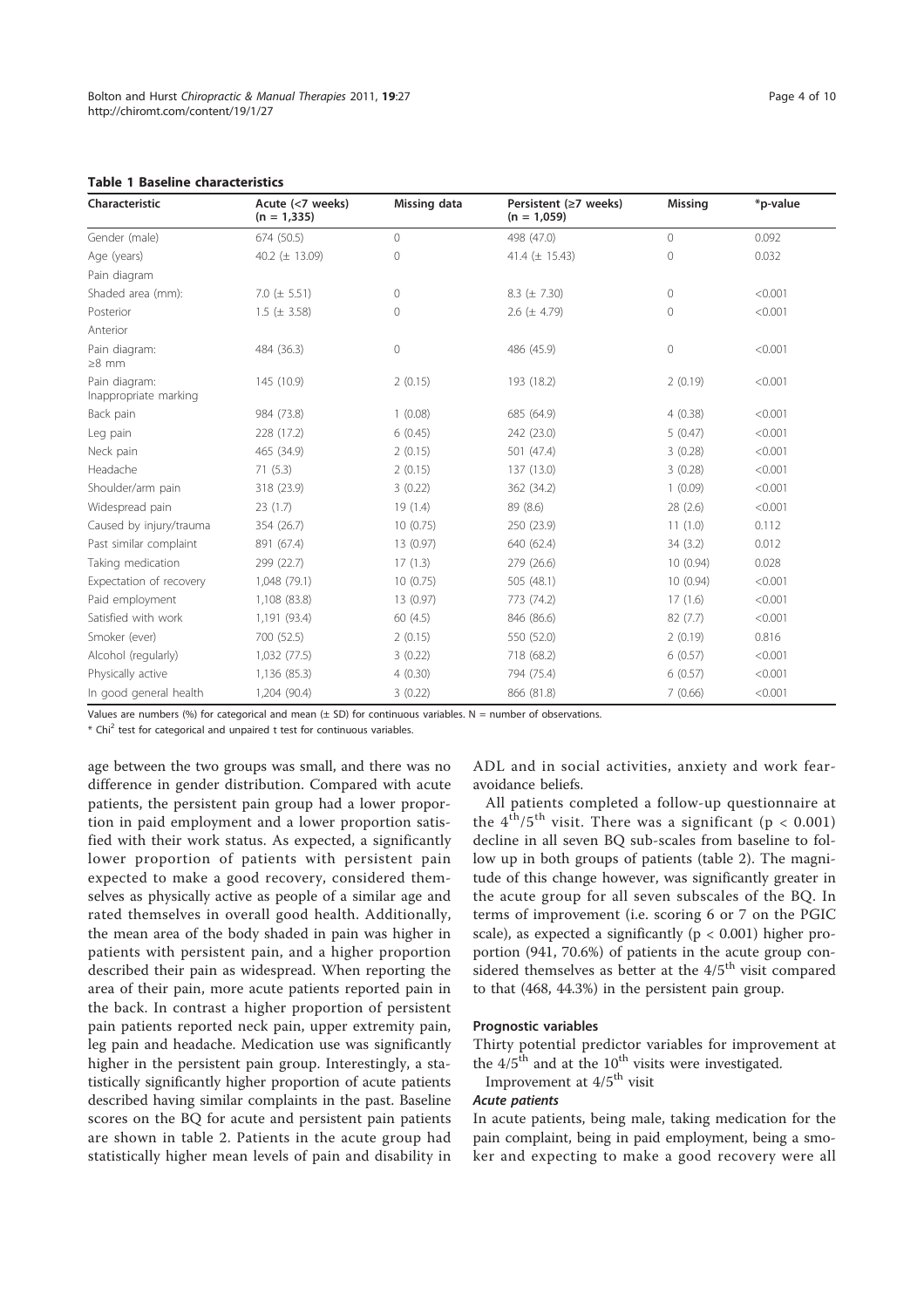**Table 1 Baseline characteristics**

| Characteristic | Acute (<7 weeks) (n = 1,335) | Missing data | Persistent (≥7 weeks) (n = 1,059) | Missing | *p-value |
|---|---|---|---|---|---|
| Gender (male) | 674 (50.5) | 0 | 498 (47.0) | 0 | 0.092 |
| Age (years) | 40.2 (± 13.09) | 0 | 41.4 (± 15.43) | 0 | 0.032 |
| Pain diagram | | | | | |
| Shaded area (mm): | 7.0 (± 5.51) | 0 | 8.3 (± 7.30) | 0 | <0.001 |
| Posterior | 1.5 (± 3.58) | 0 | 2.6 (± 4.79) | 0 | <0.001 |
| Anterior | | | | | |
| Pain diagram: ≥8 mm | 484 (36.3) | 0 | 486 (45.9) | 0 | <0.001 |
| Pain diagram: Inappropriate marking | 145 (10.9) | 2 (0.15) | 193 (18.2) | 2 (0.19) | <0.001 |
| Back pain | 984 (73.8) | 1 (0.08) | 685 (64.9) | 4 (0.38) | <0.001 |
| Leg pain | 228 (17.2) | 6 (0.45) | 242 (23.0) | 5 (0.47) | <0.001 |
| Neck pain | 465 (34.9) | 2 (0.15) | 501 (47.4) | 3 (0.28) | <0.001 |
| Headache | 71 (5.3) | 2 (0.15) | 137 (13.0) | 3 (0.28) | <0.001 |
| Shoulder/arm pain | 318 (23.9) | 3 (0.22) | 362 (34.2) | 1 (0.09) | <0.001 |
| Widespread pain | 23 (1.7) | 19 (1.4) | 89 (8.6) | 28 (2.6) | <0.001 |
| Caused by injury/trauma | 354 (26.7) | 10 (0.75) | 250 (23.9) | 11 (1.0) | 0.112 |
| Past similar complaint | 891 (67.4) | 13 (0.97) | 640 (62.4) | 34 (3.2) | 0.012 |
| Taking medication | 299 (22.7) | 17 (1.3) | 279 (26.6) | 10 (0.94) | 0.028 |
| Expectation of recovery | 1,048 (79.1) | 10 (0.75) | 505 (48.1) | 10 (0.94) | <0.001 |
| Paid employment | 1,108 (83.8) | 13 (0.97) | 773 (74.2) | 17 (1.6) | <0.001 |
| Satisfied with work | 1,191 (93.4) | 60 (4.5) | 846 (86.6) | 82 (7.7) | <0.001 |
| Smoker (ever) | 700 (52.5) | 2 (0.15) | 550 (52.0) | 2 (0.19) | 0.816 |
| Alcohol (regularly) | 1,032 (77.5) | 3 (0.22) | 718 (68.2) | 6 (0.57) | <0.001 |
| Physically active | 1,136 (85.3) | 4 (0.30) | 794 (75.4) | 6 (0.57) | <0.001 |
| In good general health | 1,204 (90.4) | 3 (0.22) | 866 (81.8) | 7 (0.66) | <0.001 |

Values are numbers (%) for categorical and mean (± SD) for continuous variables. N = number of observations.

* $Chi^2$ test for categorical and unpaired t test for continuous variables.

age between the two groups was small, and there was no difference in gender distribution. Compared with acute patients, the persistent pain group had a lower proportion in paid employment and a lower proportion satisfied with their work status. As expected, a significantly lower proportion of patients with persistent pain expected to make a good recovery, considered themselves as physically active as people of a similar age and rated themselves in overall good health. Additionally, the mean area of the body shaded in pain was higher in patients with persistent pain, and a higher proportion described their pain as widespread. When reporting the area of their pain, more acute patients reported pain in the back. In contrast a higher proportion of persistent pain patients reported neck pain, upper extremity pain, leg pain and headache. Medication use was significantly higher in the persistent pain group. Interestingly, a statistically significantly higher proportion of acute patients described having similar complaints in the past. Baseline scores on the BQ for acute and persistent pain patients are shown in table 2. Patients in the acute group had statistically higher mean levels of pain and disability in ADL and in social activities, anxiety and work fear-avoidance beliefs.

All patients completed a follow-up questionnaire at the $4^{th}/5^{th}$ visit. There was a significant ($p < 0.001$) decline in all seven BQ sub-scales from baseline to follow up in both groups of patients (table 2). The magnitude of this change however, was significantly greater in the acute group for all seven subscales of the BQ. In terms of improvement (i.e. scoring 6 or 7 on the PGIC scale), as expected a significantly ($p < 0.001$) higher proportion (941, 70.6%) of patients in the acute group considered themselves as better at the $4/5^{th}$ visit compared to that (468, 44.3%) in the persistent pain group.

### Prognostic variables

Thirty potential predictor variables for improvement at the $4/5^{th}$ and at the $10^{th}$ visits were investigated.

Improvement at $4/5^{th}$ visit

#### *Acute patients*

In acute patients, being male, taking medication for the pain complaint, being in paid employment, being a smoker and expecting to make a good recovery were all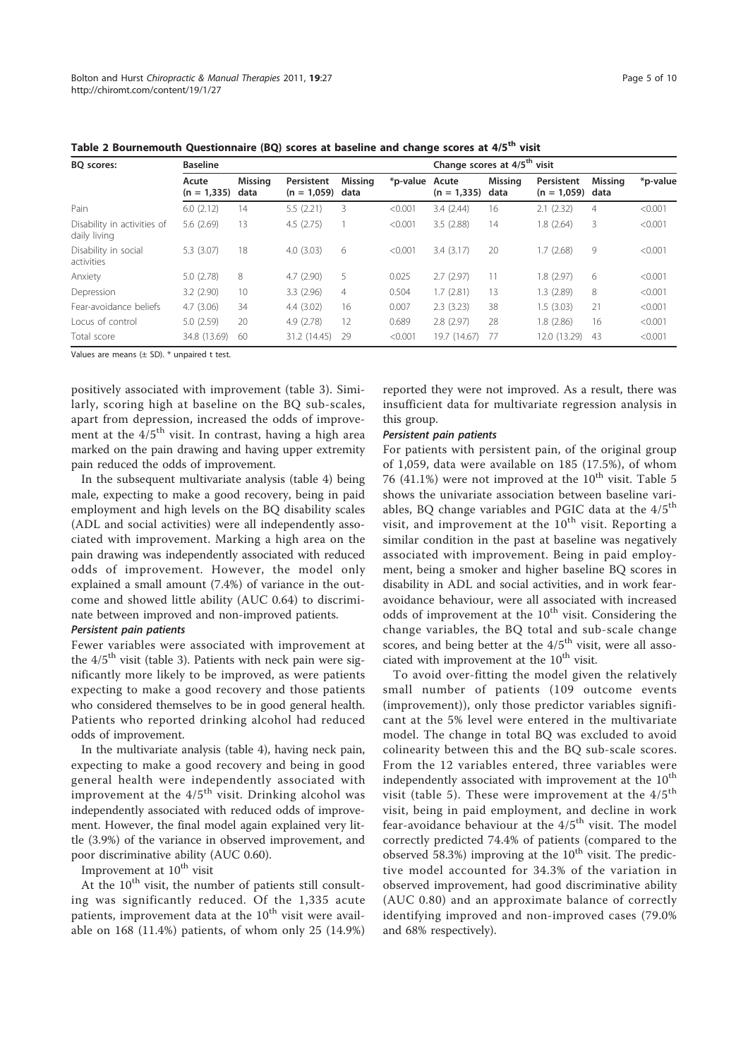**Table 2 Bournemouth Questionnaire (BQ) scores at baseline and change scores at 4/5th visit**

| BQ scores: | Baseline | | | | | Change scores at 4/5th visit | | | | |
|---|---|---|---|---|---|---|---|---|---|---|
| | Acute (n = 1,335) | Missing data | Persistent (n = 1,059) | Missing data | *p-value | Acute (n = 1,335) | Missing data | Persistent (n = 1,059) | Missing data | *p-value |
| Pain | 6.0 (2.12) | 14 | 5.5 (2.21) | 3 | <0.001 | 3.4 (2.44) | 16 | 2.1 (2.32) | 4 | <0.001 |
| Disability in activities of daily living | 5.6 (2.69) | 13 | 4.5 (2.75) | 1 | <0.001 | 3.5 (2.88) | 14 | 1.8 (2.64) | 3 | <0.001 |
| Disability in social activities | 5.3 (3.07) | 18 | 4.0 (3.03) | 6 | <0.001 | 3.4 (3.17) | 20 | 1.7 (2.68) | 9 | <0.001 |
| Anxiety | 5.0 (2.78) | 8 | 4.7 (2.90) | 5 | 0.025 | 2.7 (2.97) | 11 | 1.8 (2.97) | 6 | <0.001 |
| Depression | 3.2 (2.90) | 10 | 3.3 (2.96) | 4 | 0.504 | 1.7 (2.81) | 13 | 1.3 (2.89) | 8 | <0.001 |
| Fear-avoidance beliefs | 4.7 (3.06) | 34 | 4.4 (3.02) | 16 | 0.007 | 2.3 (3.23) | 38 | 1.5 (3.03) | 21 | <0.001 |
| Locus of control | 5.0 (2.59) | 20 | 4.9 (2.78) | 12 | 0.689 | 2.8 (2.97) | 28 | 1.8 (2.86) | 16 | <0.001 |
| Total score | 34.8 (13.69) | 60 | 31.2 (14.45) | 29 | <0.001 | 19.7 (14.67) | 77 | 12.0 (13.29) | 43 | <0.001 |

Values are means (± SD). * unpaired t test.

positively associated with improvement (table 3). Similarly, scoring high at baseline on the BQ sub-scales, apart from depression, increased the odds of improvement at the 4/5th visit. In contrast, having a high area marked on the pain drawing and having upper extremity pain reduced the odds of improvement.

In the subsequent multivariate analysis (table 4) being male, expecting to make a good recovery, being in paid employment and high levels on the BQ disability scales (ADL and social activities) were all independently associated with improvement. Marking a high area on the pain drawing was independently associated with reduced odds of improvement. However, the model only explained a small amount (7.4%) of variance in the outcome and showed little ability (AUC 0.64) to discriminate between improved and non-improved patients.

#### *Persistent pain patients*

Fewer variables were associated with improvement at the 4/5th visit (table 3). Patients with neck pain were significantly more likely to be improved, as were patients expecting to make a good recovery and those patients who considered themselves to be in good general health. Patients who reported drinking alcohol had reduced odds of improvement.

In the multivariate analysis (table 4), having neck pain, expecting to make a good recovery and being in good general health were independently associated with improvement at the 4/5th visit. Drinking alcohol was independently associated with reduced odds of improvement. However, the final model again explained very little (3.9%) of the variance in observed improvement, and poor discriminative ability (AUC 0.60).

### Improvement at 10th visit

At the 10th visit, the number of patients still consulting was significantly reduced. Of the 1,335 acute patients, improvement data at the 10th visit were available on 168 (11.4%) patients, of whom only 25 (14.9%) reported they were not improved. As a result, there was insufficient data for multivariate regression analysis in this group.

#### *Persistent pain patients*

For patients with persistent pain, of the original group of 1,059, data were available on 185 (17.5%), of whom 76 (41.1%) were not improved at the 10th visit. Table 5 shows the univariate association between baseline variables, BQ change variables and PGIC data at the 4/5th visit, and improvement at the 10th visit. Reporting a similar condition in the past at baseline was negatively associated with improvement. Being in paid employment, being a smoker and higher baseline BQ scores in disability in ADL and social activities, and in work fear-avoidance behaviour, were all associated with increased odds of improvement at the 10th visit. Considering the change variables, the BQ total and sub-scale change scores, and being better at the 4/5th visit, were all associated with improvement at the 10th visit.

To avoid over-fitting the model given the relatively small number of patients (109 outcome events (improvement)), only those predictor variables significant at the 5% level were entered in the multivariate model. The change in total BQ was excluded to avoid colinearity between this and the BQ sub-scale scores. From the 12 variables entered, three variables were independently associated with improvement at the 10th visit (table 5). These were improvement at the 4/5th visit, being in paid employment, and decline in work fear-avoidance behaviour at the 4/5th visit. The model correctly predicted 74.4% of patients (compared to the observed 58.3%) improving at the 10th visit. The predictive model accounted for 34.3% of the variation in observed improvement, had good discriminative ability (AUC 0.80) and an approximate balance of correctly identifying improved and non-improved cases (79.0% and 68% respectively).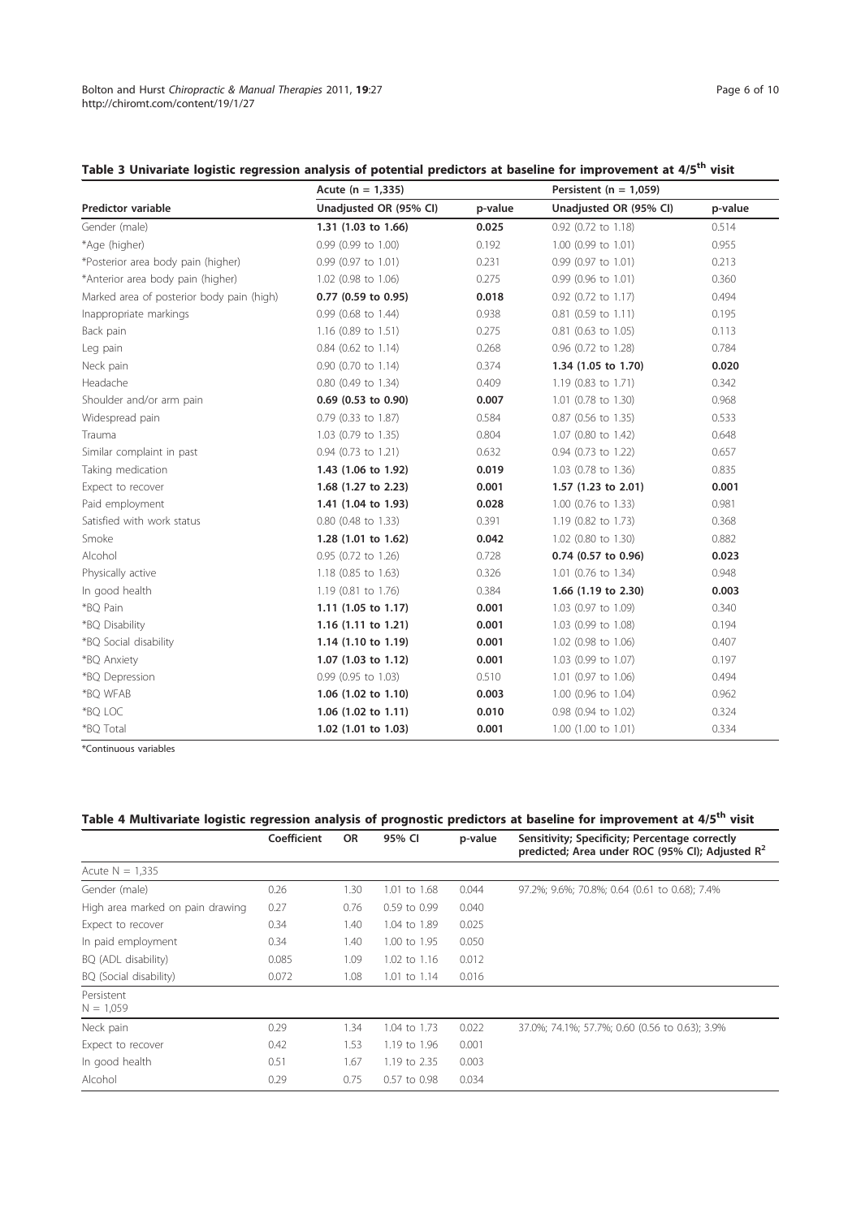**Table 3 Univariate logistic regression analysis of potential predictors at baseline for improvement at 4/5th visit**

| | Acute (n = 1,335) | | Persistent (n = 1,059) | |
|---|---|---|---|---|
| **Predictor variable** | **Unadjusted OR (95% CI)** | **p-value** | **Unadjusted OR (95% CI)** | **p-value** |
| Gender (male) | **1.31 (1.03 to 1.66)** | **0.025** | 0.92 (0.72 to 1.18) | 0.514 |
| *Age (higher) | 0.99 (0.99 to 1.00) | 0.192 | 1.00 (0.99 to 1.01) | 0.955 |
| *Posterior area body pain (higher) | 0.99 (0.97 to 1.01) | 0.231 | 0.99 (0.97 to 1.01) | 0.213 |
| *Anterior area body pain (higher) | 1.02 (0.98 to 1.06) | 0.275 | 0.99 (0.96 to 1.01) | 0.360 |
| Marked area of posterior body pain (high) | **0.77 (0.59 to 0.95)** | **0.018** | 0.92 (0.72 to 1.17) | 0.494 |
| Inappropriate markings | 0.99 (0.68 to 1.44) | 0.938 | 0.81 (0.59 to 1.11) | 0.195 |
| Back pain | 1.16 (0.89 to 1.51) | 0.275 | 0.81 (0.63 to 1.05) | 0.113 |
| Leg pain | 0.84 (0.62 to 1.14) | 0.268 | 0.96 (0.72 to 1.28) | 0.784 |
| Neck pain | 0.90 (0.70 to 1.14) | 0.374 | **1.34 (1.05 to 1.70)** | **0.020** |
| Headache | 0.80 (0.49 to 1.34) | 0.409 | 1.19 (0.83 to 1.71) | 0.342 |
| Shoulder and/or arm pain | **0.69 (0.53 to 0.90)** | **0.007** | 1.01 (0.78 to 1.30) | 0.968 |
| Widespread pain | 0.79 (0.33 to 1.87) | 0.584 | 0.87 (0.56 to 1.35) | 0.533 |
| Trauma | 1.03 (0.79 to 1.35) | 0.804 | 1.07 (0.80 to 1.42) | 0.648 |
| Similar complaint in past | 0.94 (0.73 to 1.21) | 0.632 | 0.94 (0.73 to 1.22) | 0.657 |
| Taking medication | **1.43 (1.06 to 1.92)** | **0.019** | 1.03 (0.78 to 1.36) | 0.835 |
| Expect to recover | **1.68 (1.27 to 2.23)** | **0.001** | **1.57 (1.23 to 2.01)** | **0.001** |
| Paid employment | **1.41 (1.04 to 1.93)** | **0.028** | 1.00 (0.76 to 1.33) | 0.981 |
| Satisfied with work status | 0.80 (0.48 to 1.33) | 0.391 | 1.19 (0.82 to 1.73) | 0.368 |
| Smoke | **1.28 (1.01 to 1.62)** | **0.042** | 1.02 (0.80 to 1.30) | 0.882 |
| Alcohol | 0.95 (0.72 to 1.26) | 0.728 | **0.74 (0.57 to 0.96)** | **0.023** |
| Physically active | 1.18 (0.85 to 1.63) | 0.326 | 1.01 (0.76 to 1.34) | 0.948 |
| In good health | 1.19 (0.81 to 1.76) | 0.384 | **1.66 (1.19 to 2.30)** | **0.003** |
| *BQ Pain | **1.11 (1.05 to 1.17)** | **0.001** | 1.03 (0.97 to 1.09) | 0.340 |
| *BQ Disability | **1.16 (1.11 to 1.21)** | **0.001** | 1.03 (0.99 to 1.08) | 0.194 |
| *BQ Social disability | **1.14 (1.10 to 1.19)** | **0.001** | 1.02 (0.98 to 1.06) | 0.407 |
| *BQ Anxiety | **1.07 (1.03 to 1.12)** | **0.001** | 1.03 (0.99 to 1.07) | 0.197 |
| *BQ Depression | 0.99 (0.95 to 1.03) | 0.510 | 1.01 (0.97 to 1.06) | 0.494 |
| *BQ WFAB | **1.06 (1.02 to 1.10)** | **0.003** | 1.00 (0.96 to 1.04) | 0.962 |
| *BQ LOC | **1.06 (1.02 to 1.11)** | **0.010** | 0.98 (0.94 to 1.02) | 0.324 |
| *BQ Total | **1.02 (1.01 to 1.03)** | **0.001** | 1.00 (1.00 to 1.01) | 0.334 |

*Continuous variables

**Table 4 Multivariate logistic regression analysis of prognostic predictors at baseline for improvement at 4/5th visit**

| | Coefficient | OR | 95% CI | p-value | Sensitivity; Specificity; Percentage correctly predicted; Area under ROC (95% CI); Adjusted $R^2$ |
|---|---|---|---|---|---|
| Acute N = 1,335 | | | | | |
| Gender (male) | 0.26 | 1.30 | 1.01 to 1.68 | 0.044 | 97.2%; 9.6%; 70.8%; 0.64 (0.61 to 0.68); 7.4% |
| High area marked on pain drawing | 0.27 | 0.76 | 0.59 to 0.99 | 0.040 | |
| Expect to recover | 0.34 | 1.40 | 1.04 to 1.89 | 0.025 | |
| In paid employment | 0.34 | 1.40 | 1.00 to 1.95 | 0.050 | |
| BQ (ADL disability) | 0.085 | 1.09 | 1.02 to 1.16 | 0.012 | |
| BQ (Social disability) | 0.072 | 1.08 | 1.01 to 1.14 | 0.016 | |
| Persistent N = 1,059 | | | | | |
| Neck pain | 0.29 | 1.34 | 1.04 to 1.73 | 0.022 | 37.0%; 74.1%; 57.7%; 0.60 (0.56 to 0.63); 3.9% |
| Expect to recover | 0.42 | 1.53 | 1.19 to 1.96 | 0.001 | |
| In good health | 0.51 | 1.67 | 1.19 to 2.35 | 0.003 | |
| Alcohol | 0.29 | 0.75 | 0.57 to 0.98 | 0.034 | |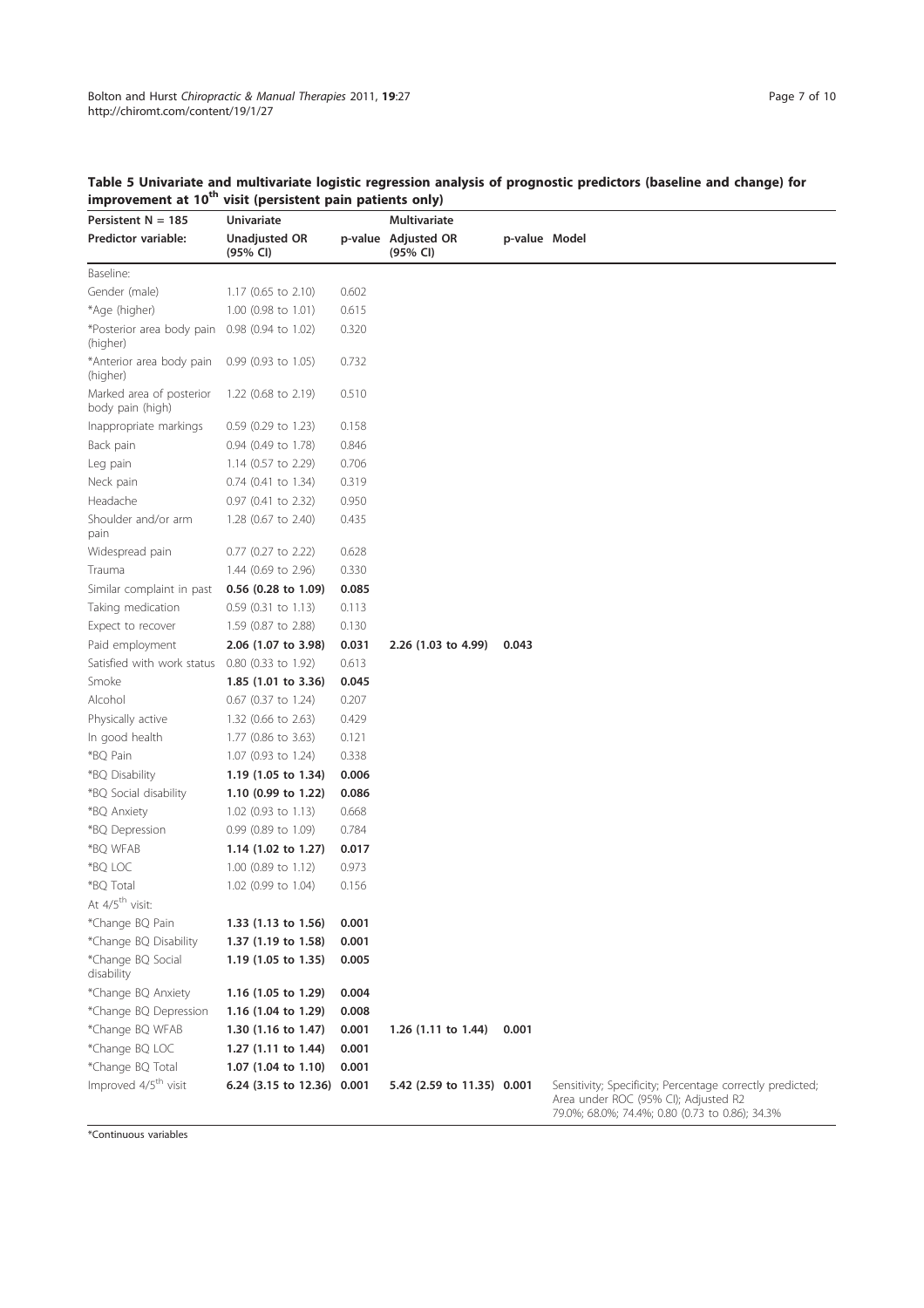**Table 5 Univariate and multivariate logistic regression analysis of prognostic predictors (baseline and change) for improvement at 10th visit (persistent pain patients only)**

| Persistent N = 185 | Univariate | | Multivariate | | |
|---|---|---|---|---|---|
| Predictor variable: | Unadjusted OR (95% CI) | p-value | Adjusted OR (95% CI) | p-value | Model |
| Baseline: | | | | | |
| Gender (male) | 1.17 (0.65 to 2.10) | 0.602 | | | |
| *Age (higher) | 1.00 (0.98 to 1.01) | 0.615 | | | |
| *Posterior area body pain (higher) | 0.98 (0.94 to 1.02) | 0.320 | | | |
| *Anterior area body pain (higher) | 0.99 (0.93 to 1.05) | 0.732 | | | |
| Marked area of posterior body pain (high) | 1.22 (0.68 to 2.19) | 0.510 | | | |
| Inappropriate markings | 0.59 (0.29 to 1.23) | 0.158 | | | |
| Back pain | 0.94 (0.49 to 1.78) | 0.846 | | | |
| Leg pain | 1.14 (0.57 to 2.29) | 0.706 | | | |
| Neck pain | 0.74 (0.41 to 1.34) | 0.319 | | | |
| Headache | 0.97 (0.41 to 2.32) | 0.950 | | | |
| Shoulder and/or arm pain | 1.28 (0.67 to 2.40) | 0.435 | | | |
| Widespread pain | 0.77 (0.27 to 2.22) | 0.628 | | | |
| Trauma | 1.44 (0.69 to 2.96) | 0.330 | | | |
| Similar complaint in past | **0.56 (0.28 to 1.09)** | **0.085** | | | |
| Taking medication | 0.59 (0.31 to 1.13) | 0.113 | | | |
| Expect to recover | 1.59 (0.87 to 2.88) | 0.130 | | | |
| Paid employment | **2.06 (1.07 to 3.98)** | **0.031** | 2.26 (1.03 to 4.99) | 0.043 | |
| Satisfied with work status | 0.80 (0.33 to 1.92) | 0.613 | | | |
| Smoke | **1.85 (1.01 to 3.36)** | **0.045** | | | |
| Alcohol | 0.67 (0.37 to 1.24) | 0.207 | | | |
| Physically active | 1.32 (0.66 to 2.63) | 0.429 | | | |
| In good health | 1.77 (0.86 to 3.63) | 0.121 | | | |
| *BQ Pain | 1.07 (0.93 to 1.24) | 0.338 | | | |
| *BQ Disability | **1.19 (1.05 to 1.34)** | **0.006** | | | |
| *BQ Social disability | **1.10 (0.99 to 1.22)** | **0.086** | | | |
| *BQ Anxiety | 1.02 (0.93 to 1.13) | 0.668 | | | |
| *BQ Depression | 0.99 (0.89 to 1.09) | 0.784 | | | |
| *BQ WFAB | **1.14 (1.02 to 1.27)** | **0.017** | | | |
| *BQ LOC | 1.00 (0.89 to 1.12) | 0.973 | | | |
| *BQ Total | 1.02 (0.99 to 1.04) | 0.156 | | | |
| At 4/5th visit: | | | | | |
| *Change BQ Pain | **1.33 (1.13 to 1.56)** | **0.001** | | | |
| *Change BQ Disability | **1.37 (1.19 to 1.58)** | **0.001** | | | |
| *Change BQ Social disability | **1.19 (1.05 to 1.35)** | **0.005** | | | |
| *Change BQ Anxiety | **1.16 (1.05 to 1.29)** | **0.004** | | | |
| *Change BQ Depression | **1.16 (1.04 to 1.29)** | **0.008** | | | |
| *Change BQ WFAB | **1.30 (1.16 to 1.47)** | **0.001** | 1.26 (1.11 to 1.44) | 0.001 | |
| *Change BQ LOC | **1.27 (1.11 to 1.44)** | **0.001** | | | |
| *Change BQ Total | **1.07 (1.04 to 1.10)** | **0.001** | | | |
| Improved 4/5th visit | **6.24 (3.15 to 12.36)** | **0.001** | 5.42 (2.59 to 11.35) | 0.001 | Sensitivity; Specificity; Percentage correctly predicted; Area under ROC (95% CI); Adjusted R2 79.0%; 68.0%; 74.4%; 0.80 (0.73 to 0.86); 34.3% |

*Continuous variables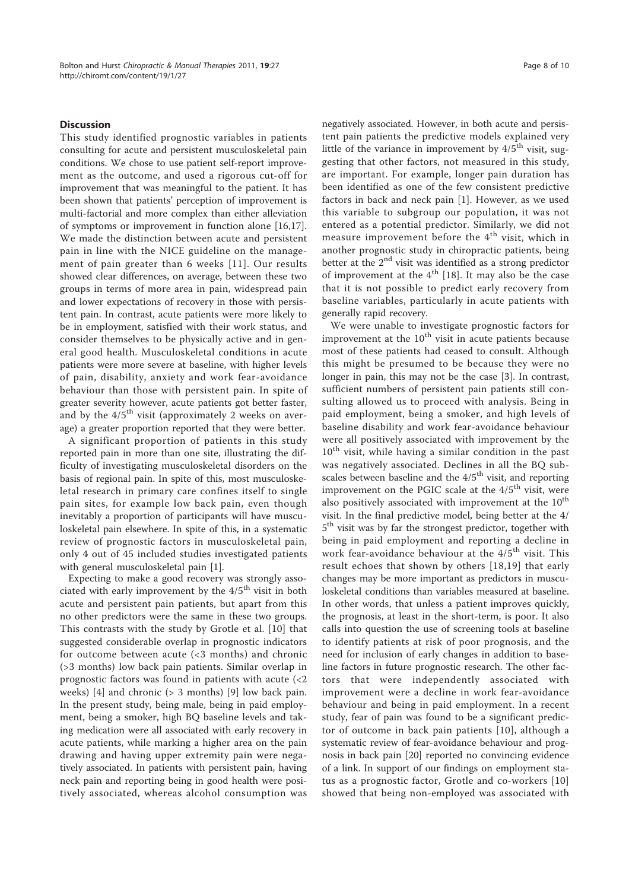## Discussion

This study identified prognostic variables in patients consulting for acute and persistent musculoskeletal pain conditions. We chose to use patient self-report improvement as the outcome, and used a rigorous cut-off for improvement that was meaningful to the patient. It has been shown that patients' perception of improvement is multi-factorial and more complex than either alleviation of symptoms or improvement in function alone [16,17]. We made the distinction between acute and persistent pain in line with the NICE guideline on the management of pain greater than 6 weeks [11]. Our results showed clear differences, on average, between these two groups in terms of more area in pain, widespread pain and lower expectations of recovery in those with persistent pain. In contrast, acute patients were more likely to be in employment, satisfied with their work status, and consider themselves to be physically active and in general good health. Musculoskeletal conditions in acute patients were more severe at baseline, with higher levels of pain, disability, anxiety and work fear-avoidance behaviour than those with persistent pain. In spite of greater severity however, acute patients got better faster, and by the 4/5$^{th}$ visit (approximately 2 weeks on average) a greater proportion reported that they were better.

A significant proportion of patients in this study reported pain in more than one site, illustrating the difficulty of investigating musculoskeletal disorders on the basis of regional pain. In spite of this, most musculoskeletal research in primary care confines itself to single pain sites, for example low back pain, even though inevitably a proportion of participants will have musculoskeletal pain elsewhere. In spite of this, in a systematic review of prognostic factors in musculoskeletal pain, only 4 out of 45 included studies investigated patients with general musculoskeletal pain [1].

Expecting to make a good recovery was strongly associated with early improvement by the 4/5$^{th}$ visit in both acute and persistent pain patients, but apart from this no other predictors were the same in these two groups. This contrasts with the study by Grotle et al. [10] that suggested considerable overlap in prognostic indicators for outcome between acute (<3 months) and chronic (>3 months) low back pain patients. Similar overlap in prognostic factors was found in patients with acute (<2 weeks) [4] and chronic (> 3 months) [9] low back pain. In the present study, being male, being in paid employment, being a smoker, high BQ baseline levels and taking medication were all associated with early recovery in acute patients, while marking a higher area on the pain drawing and having upper extremity pain were negatively associated. In patients with persistent pain, having neck pain and reporting being in good health were positively associated, whereas alcohol consumption was negatively associated. However, in both acute and persistent pain patients the predictive models explained very little of the variance in improvement by 4/5$^{th}$ visit, suggesting that other factors, not measured in this study, are important. For example, longer pain duration has been identified as one of the few consistent predictive factors in back and neck pain [1]. However, as we used this variable to subgroup our population, it was not entered as a potential predictor. Similarly, we did not measure improvement before the 4$^{th}$ visit, which in another prognostic study in chiropractic patients, being better at the 2$^{nd}$ visit was identified as a strong predictor of improvement at the 4$^{th}$ [18]. It may also be the case that it is not possible to predict early recovery from baseline variables, particularly in acute patients with generally rapid recovery.

We were unable to investigate prognostic factors for improvement at the 10$^{th}$ visit in acute patients because most of these patients had ceased to consult. Although this might be presumed to be because they were no longer in pain, this may not be the case [3]. In contrast, sufficient numbers of persistent pain patients still consulting allowed us to proceed with analysis. Being in paid employment, being a smoker, and high levels of baseline disability and work fear-avoidance behaviour were all positively associated with improvement by the 10$^{th}$ visit, while having a similar condition in the past was negatively associated. Declines in all the BQ subscales between baseline and the 4/5$^{th}$ visit, and reporting improvement on the PGIC scale at the 4/5$^{th}$ visit, were also positively associated with improvement at the 10$^{th}$ visit. In the final predictive model, being better at the 4/5$^{th}$ visit was by far the strongest predictor, together with being in paid employment and reporting a decline in work fear-avoidance behaviour at the 4/5$^{th}$ visit. This result echoes that shown by others [18,19] that early changes may be more important as predictors in musculoskeletal conditions than variables measured at baseline. In other words, that unless a patient improves quickly, the prognosis, at least in the short-term, is poor. It also calls into question the use of screening tools at baseline to identify patients at risk of poor prognosis, and the need for inclusion of early changes in addition to baseline factors in future prognostic research. The other factors that were independently associated with improvement were a decline in work fear-avoidance behaviour and being in paid employment. In a recent study, fear of pain was found to be a significant predictor of outcome in back pain patients [10], although a systematic review of fear-avoidance behaviour and prognosis in back pain [20] reported no convincing evidence of a link. In support of our findings on employment status as a prognostic factor, Grotle and co-workers [10] showed that being non-employed was associated with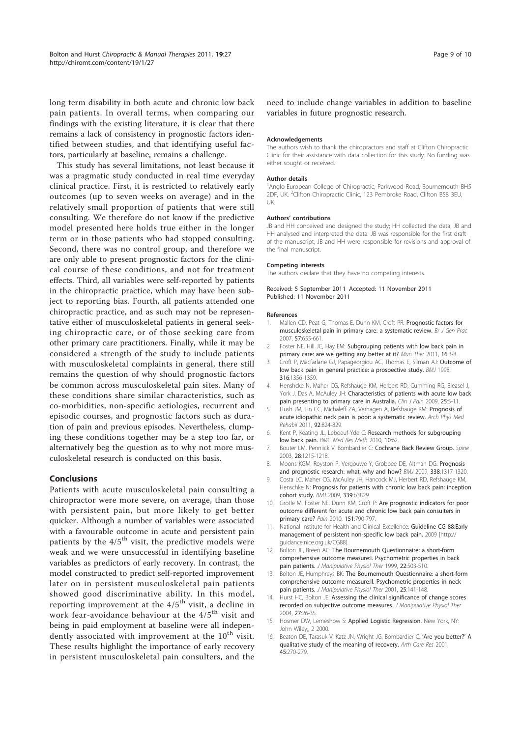long term disability in both acute and chronic low back pain patients. In overall terms, when comparing our findings with the existing literature, it is clear that there remains a lack of consistency in prognostic factors identified between studies, and that identifying useful factors, particularly at baseline, remains a challenge.

This study has several limitations, not least because it was a pragmatic study conducted in real time everyday clinical practice. First, it is restricted to relatively early outcomes (up to seven weeks on average) and in the relatively small proportion of patients that were still consulting. We therefore do not know if the predictive model presented here holds true either in the longer term or in those patients who had stopped consulting. Second, there was no control group, and therefore we are only able to present prognostic factors for the clinical course of these conditions, and not for treatment effects. Third, all variables were self-reported by patients in the chiropractic practice, which may have been subject to reporting bias. Fourth, all patients attended one chiropractic practice, and as such may not be representative either of musculoskeletal patients in general seeking chiropractic care, or of those seeking care from other primary care practitioners. Finally, while it may be considered a strength of the study to include patients with musculoskeletal complaints in general, there still remains the question of why should prognostic factors be common across musculoskeletal pain sites. Many of these conditions share similar characteristics, such as co-morbidities, non-specific aetiologies, recurrent and episodic courses, and prognostic factors such as duration of pain and previous episodes. Nevertheless, clumping these conditions together may be a step too far, or alternatively beg the question as to why not more musculoskeletal research is conducted on this basis.

## Conclusions

Patients with acute musculoskeletal pain consulting a chiropractor were more severe, on average, than those with persistent pain, but more likely to get better quicker. Although a number of variables were associated with a favourable outcome in acute and persistent pain patients by the $4/5^{th}$ visit, the predictive models were weak and we were unsuccessful in identifying baseline variables as predictors of early recovery. In contrast, the model constructed to predict self-reported improvement later on in persistent musculoskeletal pain patients showed good discriminative ability. In this model, reporting improvement at the $4/5^{th}$ visit, a decline in work fear-avoidance behaviour at the $4/5^{th}$ visit and being in paid employment at baseline were all independently associated with improvement at the $10^{th}$ visit. These results highlight the importance of early recovery in persistent musculoskeletal pain consulters, and the need to include change variables in addition to baseline variables in future prognostic research.

#### Acknowledgements

The authors wish to thank the chiropractors and staff at Clifton Chiropractic Clinic for their assistance with data collection for this study. No funding was either sought or received.

#### Author details

[1]Anglo-European College of Chiropractic, Parkwood Road, Bournemouth BH5 2DF, UK. [2]Clifton Chiropractic Clinic, 123 Pembroke Road, Clifton BS8 3EU, UK.

#### Authors' contributions

JB and HH conceived and designed the study; HH collected the data; JB and HH analysed and interpreted the data. JB was responsible for the first draft of the manuscript; JB and HH were responsible for revisions and approval of the final manuscript.

#### Competing interests

The authors declare that they have no competing interests.

Received: 5 September 2011 Accepted: 11 November 2011
Published: 11 November 2011

#### References

1. Mallen CD, Peat G, Thomas E, Dunn KM, Croft PR: Prognostic factors for musculoskeletal pain in primary care: a systematic review. *Br J Gen Prac* 2007, **57**:655-661.
2. Foster NE, Hill JC, Hay EM: Subgrouping patients with low back pain in primary care: are we getting any better at it? *Man Ther* 2011, **16**:3-8.
3. Croft P, Macfarlane GJ, Papageorgiou AC, Thomas E, Silman AJ: Outcome of low back pain in general practice: a prospective study. *BMJ* 1998, **316**:1356-1359.
4. Henshcke N, Maher CG, Refshauge KM, Herbert RD, Cumming RG, Bleasel J, York J, Das A, McAuley JH: Characteristics of patients with acute low back pain presenting to primary care in Australia. *Clin J Pain* 2009, **25**:5-11.
5. Hush JM, Lin CC, Michaleff ZA, Verhagen A, Refshauge KM: Prognosis of acute idiopathic neck pain is poor: a systematic review. *Arch Phys Med Rehabil* 2011, **92**:824-829.
6. Kent P, Keating JL, Leboeuf-Yde C: Research methods for subgrouping low back pain. *BMC Med Res Meth* 2010, **10**:62.
7. Bouter LM, Penniick V, Bombardier C: Cochrane Back Review Group. *Spine* 2003, **28**:1215-1218.
8. Moons KGM, Royston P, Vergouwe Y, Grobbee DE, Altman DG: Prognosis and prognostic research: what, why and how? *BMJ* 2009, **338**:1317-1320.
9. Costa LC, Maher CG, McAuley JH, Hancock MJ, Herbert RD, Refshauge KM, Henschke N: Prognosis for patients with chronic low back pain: inception cohort study. *BMJ* 2009, **339**:b3829.
10. Grotle M, Foster NE, Dunn KM, Croft P: Are prognostic indicators for poor outcome different for acute and chronic low back pain consulters in primary care? *Pain* 2010, **151**:790-797.
11. National Institute for Health and Clinical Excellence: Guideline CG 88:Early management of persistent non-specific low back pain. 2009 [http://guidance.nice.org.uk/CG88].
12. Bolton JE, Breen AC: The Bournemouth Questionnaire: a short-form comprehensive outcome measure:I. Psychometric properties in back pain patients. *J Manipulative Physiol Ther* 1999, **22**:503-510.
13. Bolton JE, Humphreys BK: The Bournemouth Questionnaire: a short-form comprehensive outcome measure:II. Psychometric properties in neck pain patients. *J Manipulative Physiol Ther* 2001, **25**:141-148.
14. Hurst HC, Bolton JE: Assessing the clinical significance of change scores recorded on subjective outcome measures. *J Manipulative Physiol Ther* 2004, **27**:26-35.
15. Hosmer DW, Lemeshow S: Applied Logistic Regression. New York, NY: John Wiley;, 2 2000.
16. Beaton DE, Tarasuk V, Katz JN, Wright JG, Bombardier C: 'Are you better?' A qualitative study of the meaning of recovery. *Arth Care Res* 2001, **45**:270-279.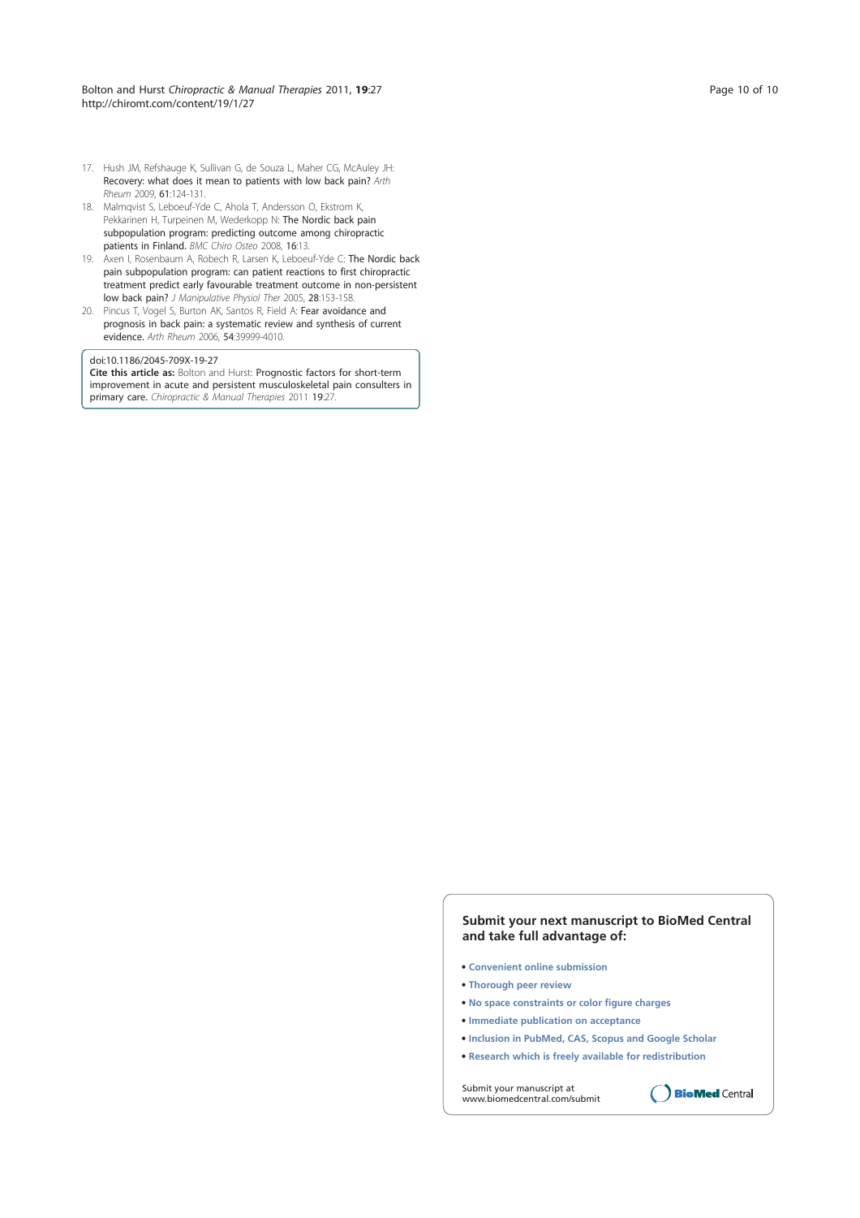17. Hush JM, Refshauge K, Sullivan G, de Souza L, Maher CG, McAuley JH: **Recovery: what does it mean to patients with low back pain?** *Arth Rheum* 2009, **61**:124-131.
18. Malmqvist S, Leboeuf-Yde C, Ahola T, Andersson O, Ekstrom K, Pekkarinen H, Turpeinen M, Wederkopp N: **The Nordic back pain subpopulation program: predicting outcome among chiropractic patients in Finland.** *BMC Chiro Osteo* 2008, **16**:13.
19. Axen I, Rosenbaum A, Robech R, Larsen K, Leboeuf-Yde C: **The Nordic back pain subpopulation program: can patient reactions to first chiropractic treatment predict early favourable treatment outcome in non-persistent low back pain?** *J Manipulative Physiol Ther* 2005, **28**:153-158.
20. Pincus T, Vogel S, Burton AK, Santos R, Field A: **Fear avoidance and prognosis in back pain: a systematic review and synthesis of current evidence.** *Arth Rheum* 2006, **54**:39999-4010.

doi:10.1186/2045-709X-19-27
**Cite this article as:** Bolton and Hurst: **Prognostic factors for short-term improvement in acute and persistent musculoskeletal pain consulters in primary care.** *Chiropractic & Manual Therapies* 2011 **19**:27.

**Submit your next manuscript to BioMed Central and take full advantage of:**

- **Convenient online submission**
- **Thorough peer review**
- **No space constraints or color figure charges**
- **Immediate publication on acceptance**
- **Inclusion in PubMed, CAS, Scopus and Google Scholar**
- **Research which is freely available for redistribution**

Submit your manuscript at
www.biomedcentral.com/submit

BioMed Central